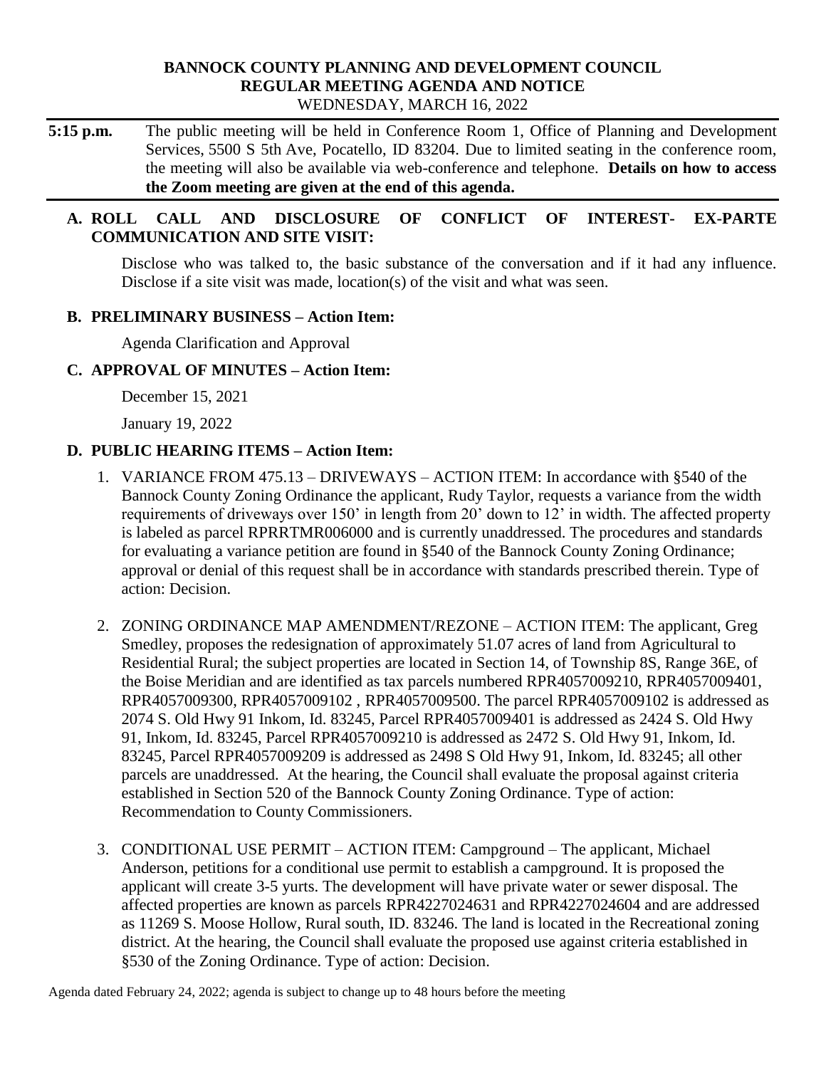# BANNOCK COUNTY PLANNING AND DEVELOPMENT COUNCIL
## REGULAR MEETING AGENDA AND NOTICE
WEDNESDAY, MARCH 16, 2022

**5:15 p.m.** The public meeting will be held in Conference Room 1, Office of Planning and Development Services, 5500 S 5th Ave, Pocatello, ID 83204. Due to limited seating in the conference room, the meeting will also be available via web-conference and telephone. **Details on how to access the Zoom meeting are given at the end of this agenda.**

**A. ROLL CALL AND DISCLOSURE OF CONFLICT OF INTEREST- EX-PARTE COMMUNICATION AND SITE VISIT:**

Disclose who was talked to, the basic substance of the conversation and if it had any influence. Disclose if a site visit was made, location(s) of the visit and what was seen.

**B. PRELIMINARY BUSINESS – Action Item:**

Agenda Clarification and Approval

**C. APPROVAL OF MINUTES – Action Item:**

December 15, 2021

January 19, 2022

**D. PUBLIC HEARING ITEMS – Action Item:**

1. VARIANCE FROM 475.13 – DRIVEWAYS – ACTION ITEM: In accordance with §540 of the Bannock County Zoning Ordinance the applicant, Rudy Taylor, requests a variance from the width requirements of driveways over 150' in length from 20' down to 12' in width. The affected property is labeled as parcel RPRRTMR006000 and is currently unaddressed. The procedures and standards for evaluating a variance petition are found in §540 of the Bannock County Zoning Ordinance; approval or denial of this request shall be in accordance with standards prescribed therein. Type of action: Decision.

2. ZONING ORDINANCE MAP AMENDMENT/REZONE – ACTION ITEM: The applicant, Greg Smedley, proposes the redesignation of approximately 51.07 acres of land from Agricultural to Residential Rural; the subject properties are located in Section 14, of Township 8S, Range 36E, of the Boise Meridian and are identified as tax parcels numbered RPR4057009210, RPR4057009401, RPR4057009300, RPR4057009102 , RPR4057009500. The parcel RPR4057009102 is addressed as 2074 S. Old Hwy 91 Inkom, Id. 83245, Parcel RPR4057009401 is addressed as 2424 S. Old Hwy 91, Inkom, Id. 83245, Parcel RPR4057009210 is addressed as 2472 S. Old Hwy 91, Inkom, Id. 83245, Parcel RPR4057009209 is addressed as 2498 S Old Hwy 91, Inkom, Id. 83245; all other parcels are unaddressed. At the hearing, the Council shall evaluate the proposal against criteria established in Section 520 of the Bannock County Zoning Ordinance. Type of action: Recommendation to County Commissioners.

3. CONDITIONAL USE PERMIT – ACTION ITEM: Campground – The applicant, Michael Anderson, petitions for a conditional use permit to establish a campground. It is proposed the applicant will create 3-5 yurts. The development will have private water or sewer disposal. The affected properties are known as parcels RPR4227024631 and RPR4227024604 and are addressed as 11269 S. Moose Hollow, Rural south, ID. 83246. The land is located in the Recreational zoning district. At the hearing, the Council shall evaluate the proposed use against criteria established in §530 of the Zoning Ordinance. Type of action: Decision.

Agenda dated February 24, 2022; agenda is subject to change up to 48 hours before the meeting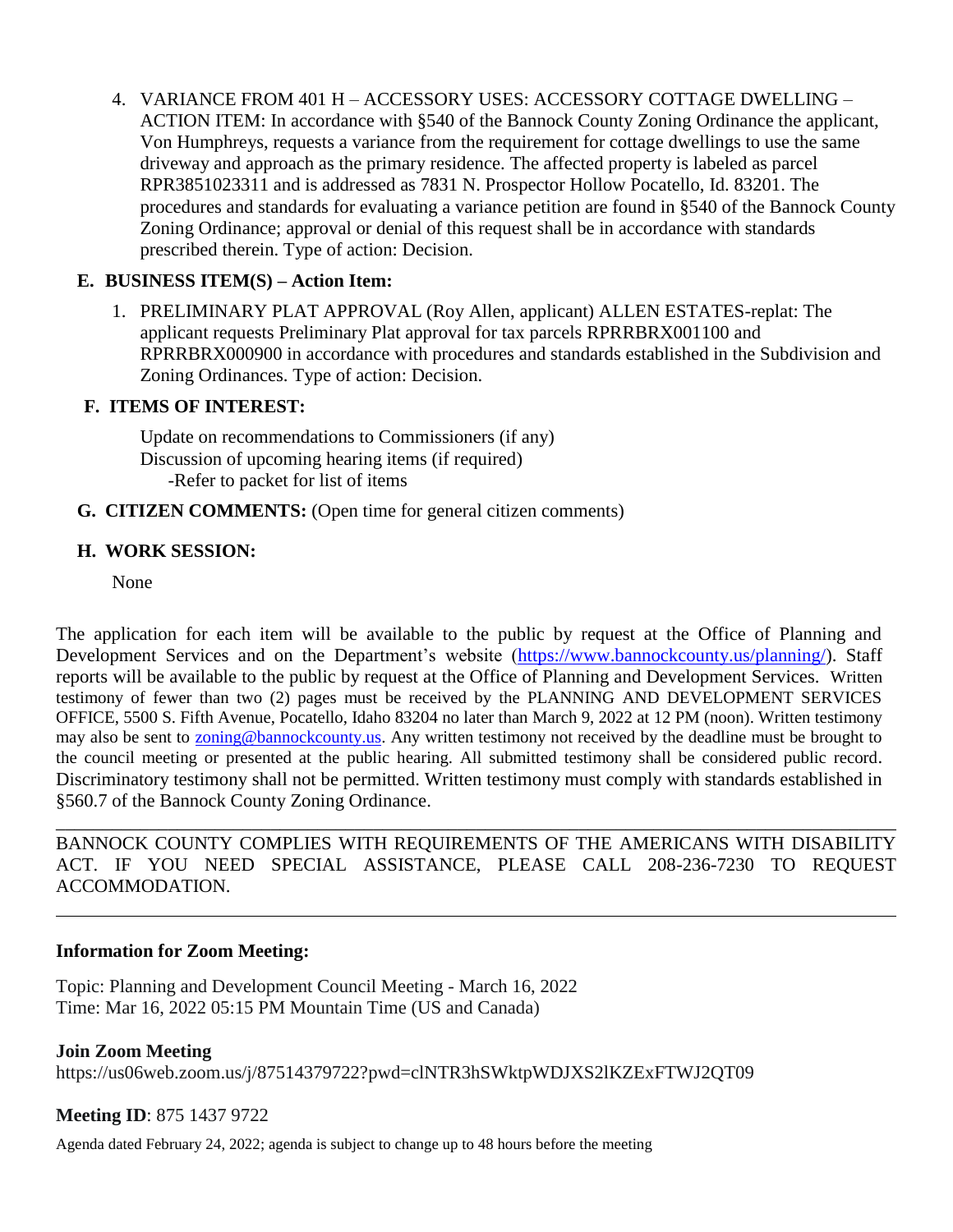4. VARIANCE FROM 401 H – ACCESSORY USES: ACCESSORY COTTAGE DWELLING – ACTION ITEM: In accordance with §540 of the Bannock County Zoning Ordinance the applicant, Von Humphreys, requests a variance from the requirement for cottage dwellings to use the same driveway and approach as the primary residence. The affected property is labeled as parcel RPR3851023311 and is addressed as 7831 N. Prospector Hollow Pocatello, Id. 83201. The procedures and standards for evaluating a variance petition are found in §540 of the Bannock County Zoning Ordinance; approval or denial of this request shall be in accordance with standards prescribed therein. Type of action: Decision.

**E. BUSINESS ITEM(S) – Action Item:**

1. PRELIMINARY PLAT APPROVAL (Roy Allen, applicant) ALLEN ESTATES-replat: The applicant requests Preliminary Plat approval for tax parcels RPRRBRX001100 and RPRRBRX000900 in accordance with procedures and standards established in the Subdivision and Zoning Ordinances. Type of action: Decision.

**F. ITEMS OF INTEREST:**

Update on recommendations to Commissioners (if any)
Discussion of upcoming hearing items (if required)
-Refer to packet for list of items

**G. CITIZEN COMMENTS:** (Open time for general citizen comments)

**H. WORK SESSION:**

None

The application for each item will be available to the public by request at the Office of Planning and Development Services and on the Department's website (https://www.bannockcounty.us/planning/). Staff reports will be available to the public by request at the Office of Planning and Development Services. Written testimony of fewer than two (2) pages must be received by the PLANNING AND DEVELOPMENT SERVICES OFFICE, 5500 S. Fifth Avenue, Pocatello, Idaho 83204 no later than March 9, 2022 at 12 PM (noon). Written testimony may also be sent to zoning@bannockcounty.us. Any written testimony not received by the deadline must be brought to the council meeting or presented at the public hearing. All submitted testimony shall be considered public record. Discriminatory testimony shall not be permitted. Written testimony must comply with standards established in §560.7 of the Bannock County Zoning Ordinance.

---

BANNOCK COUNTY COMPLIES WITH REQUIREMENTS OF THE AMERICANS WITH DISABILITY ACT. IF YOU NEED SPECIAL ASSISTANCE, PLEASE CALL 208-236-7230 TO REQUEST ACCOMMODATION.

---

**Information for Zoom Meeting:**

Topic: Planning and Development Council Meeting - March 16, 2022
Time: Mar 16, 2022 05:15 PM Mountain Time (US and Canada)

**Join Zoom Meeting**
https://us06web.zoom.us/j/87514379722?pwd=clNTR3hSWktpWDJXS2lKZExFTWJ2QT09

**Meeting ID**: 875 1437 9722

Agenda dated February 24, 2022; agenda is subject to change up to 48 hours before the meeting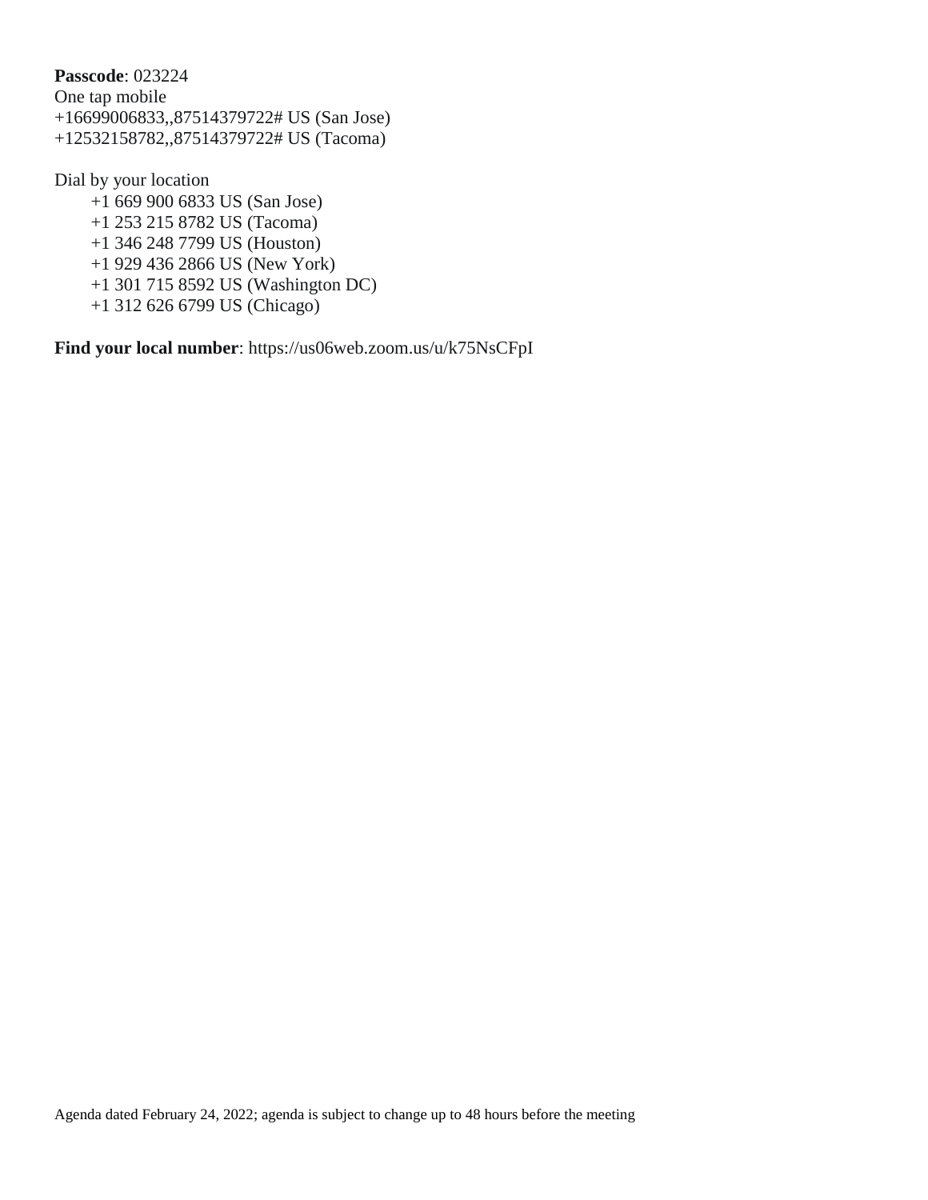**Passcode**: 023224
One tap mobile
+16699006833,,87514379722# US (San Jose)
+12532158782,,87514379722# US (Tacoma)

Dial by your location

+1 669 900 6833 US (San Jose)
+1 253 215 8782 US (Tacoma)
+1 346 248 7799 US (Houston)
+1 929 436 2866 US (New York)
+1 301 715 8592 US (Washington DC)
+1 312 626 6799 US (Chicago)

**Find your local number**: https://us06web.zoom.us/u/k75NsCFpI

Agenda dated February 24, 2022; agenda is subject to change up to 48 hours before the meeting